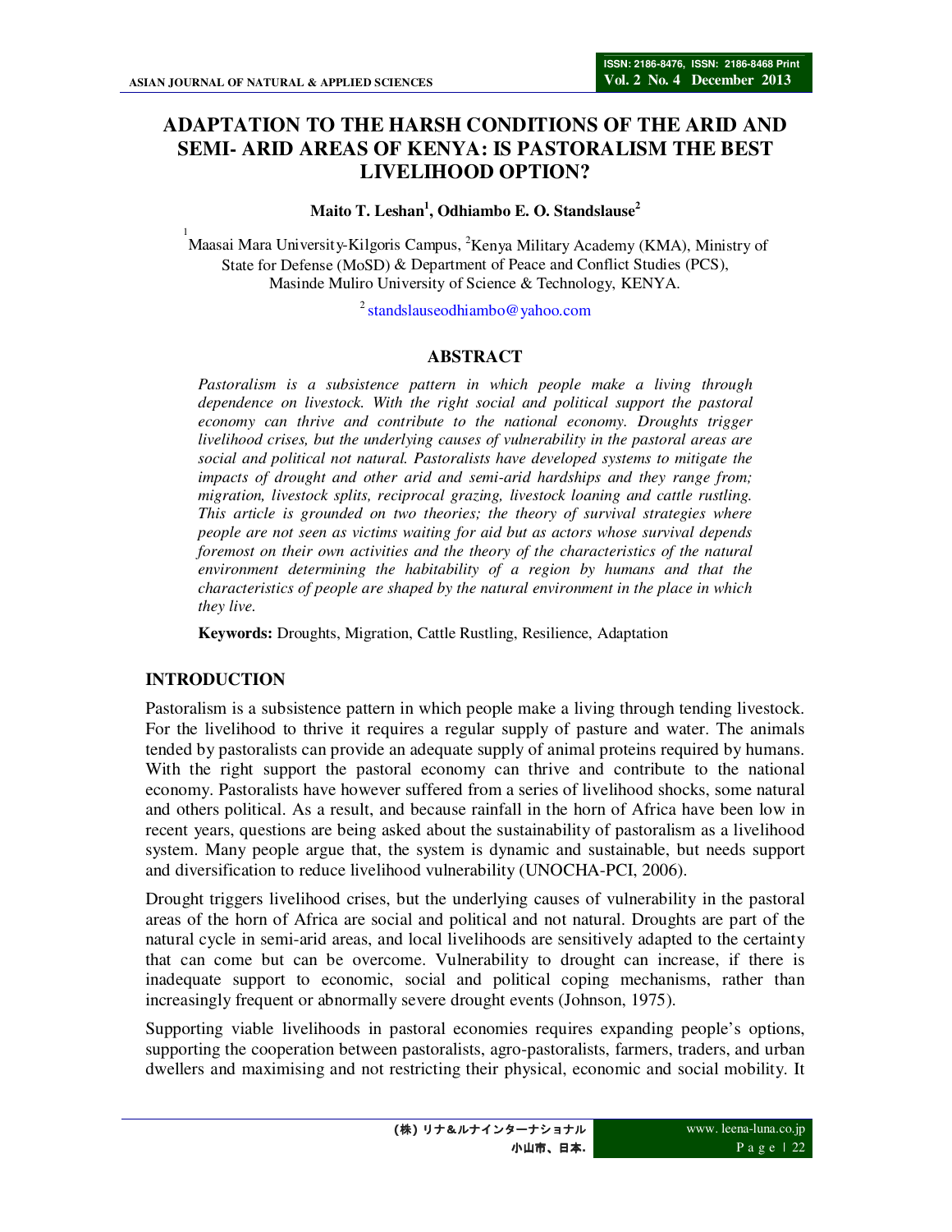# ADAPTATION TO THE HARSH CONDITIONS OF THE ARID AND SEMI- ARID AREAS OF KENYA: IS PASTORALISM THE BEST LIVELIHOOD OPTION?

**Maito T. Leshan[1], Odhiambo E. O. Standslause[2]**

[1] Maasai Mara University-Kilgoris Campus, [2] Kenya Military Academy (KMA), Ministry of State for Defense (MoSD) & Department of Peace and Conflict Studies (PCS), Masinde Muliro University of Science & Technology, KENYA.

[2] standslauseodhiambo@yahoo.com

## ABSTRACT

*Pastoralism is a subsistence pattern in which people make a living through dependence on livestock. With the right social and political support the pastoral economy can thrive and contribute to the national economy. Droughts trigger livelihood crises, but the underlying causes of vulnerability in the pastoral areas are social and political not natural. Pastoralists have developed systems to mitigate the impacts of drought and other arid and semi-arid hardships and they range from; migration, livestock splits, reciprocal grazing, livestock loaning and cattle rustling. This article is grounded on two theories; the theory of survival strategies where people are not seen as victims waiting for aid but as actors whose survival depends foremost on their own activities and the theory of the characteristics of the natural environment determining the habitability of a region by humans and that the characteristics of people are shaped by the natural environment in the place in which they live.*

**Keywords:** Droughts, Migration, Cattle Rustling, Resilience, Adaptation

## INTRODUCTION

Pastoralism is a subsistence pattern in which people make a living through tending livestock. For the livelihood to thrive it requires a regular supply of pasture and water. The animals tended by pastoralists can provide an adequate supply of animal proteins required by humans. With the right support the pastoral economy can thrive and contribute to the national economy. Pastoralists have however suffered from a series of livelihood shocks, some natural and others political. As a result, and because rainfall in the horn of Africa have been low in recent years, questions are being asked about the sustainability of pastoralism as a livelihood system. Many people argue that, the system is dynamic and sustainable, but needs support and diversification to reduce livelihood vulnerability (UNOCHA-PCI, 2006).

Drought triggers livelihood crises, but the underlying causes of vulnerability in the pastoral areas of the horn of Africa are social and political and not natural. Droughts are part of the natural cycle in semi-arid areas, and local livelihoods are sensitively adapted to the certainty that can come but can be overcome. Vulnerability to drought can increase, if there is inadequate support to economic, social and political coping mechanisms, rather than increasingly frequent or abnormally severe drought events (Johnson, 1975).

Supporting viable livelihoods in pastoral economies requires expanding people's options, supporting the cooperation between pastoralists, agro-pastoralists, farmers, traders, and urban dwellers and maximising and not restricting their physical, economic and social mobility. It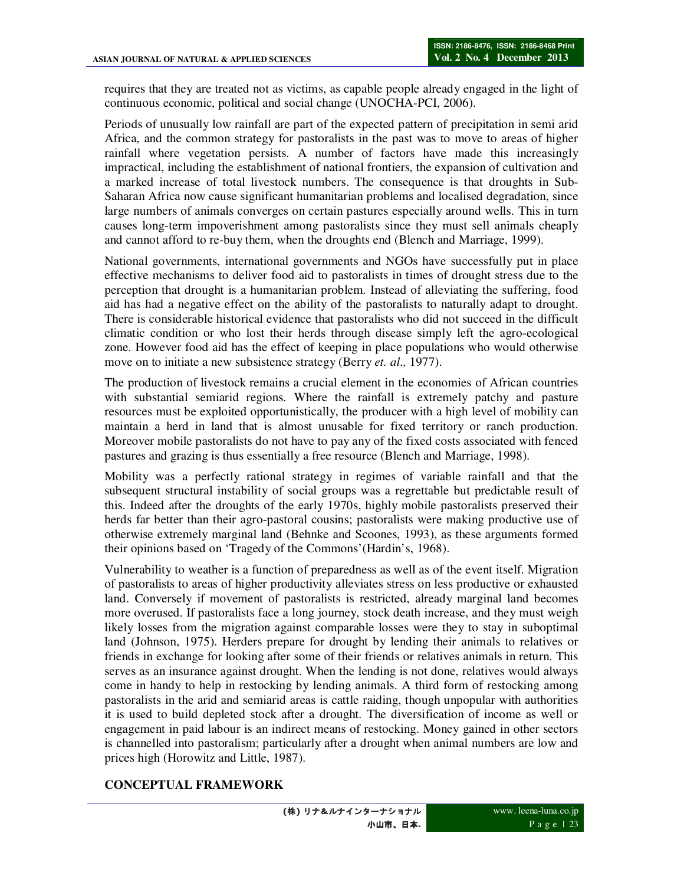requires that they are treated not as victims, as capable people already engaged in the light of continuous economic, political and social change (UNOCHA-PCI, 2006).

Periods of unusually low rainfall are part of the expected pattern of precipitation in semi arid Africa, and the common strategy for pastoralists in the past was to move to areas of higher rainfall where vegetation persists. A number of factors have made this increasingly impractical, including the establishment of national frontiers, the expansion of cultivation and a marked increase of total livestock numbers. The consequence is that droughts in Sub-Saharan Africa now cause significant humanitarian problems and localised degradation, since large numbers of animals converges on certain pastures especially around wells. This in turn causes long-term impoverishment among pastoralists since they must sell animals cheaply and cannot afford to re-buy them, when the droughts end (Blench and Marriage, 1999).

National governments, international governments and NGOs have successfully put in place effective mechanisms to deliver food aid to pastoralists in times of drought stress due to the perception that drought is a humanitarian problem. Instead of alleviating the suffering, food aid has had a negative effect on the ability of the pastoralists to naturally adapt to drought. There is considerable historical evidence that pastoralists who did not succeed in the difficult climatic condition or who lost their herds through disease simply left the agro-ecological zone. However food aid has the effect of keeping in place populations who would otherwise move on to initiate a new subsistence strategy (Berry *et. al.,* 1977).

The production of livestock remains a crucial element in the economies of African countries with substantial semiarid regions. Where the rainfall is extremely patchy and pasture resources must be exploited opportunistically, the producer with a high level of mobility can maintain a herd in land that is almost unusable for fixed territory or ranch production. Moreover mobile pastoralists do not have to pay any of the fixed costs associated with fenced pastures and grazing is thus essentially a free resource (Blench and Marriage, 1998).

Mobility was a perfectly rational strategy in regimes of variable rainfall and that the subsequent structural instability of social groups was a regrettable but predictable result of this. Indeed after the droughts of the early 1970s, highly mobile pastoralists preserved their herds far better than their agro-pastoral cousins; pastoralists were making productive use of otherwise extremely marginal land (Behnke and Scoones, 1993), as these arguments formed their opinions based on 'Tragedy of the Commons'(Hardin's, 1968).

Vulnerability to weather is a function of preparedness as well as of the event itself. Migration of pastoralists to areas of higher productivity alleviates stress on less productive or exhausted land. Conversely if movement of pastoralists is restricted, already marginal land becomes more overused. If pastoralists face a long journey, stock death increase, and they must weigh likely losses from the migration against comparable losses were they to stay in suboptimal land (Johnson, 1975). Herders prepare for drought by lending their animals to relatives or friends in exchange for looking after some of their friends or relatives animals in return. This serves as an insurance against drought. When the lending is not done, relatives would always come in handy to help in restocking by lending animals. A third form of restocking among pastoralists in the arid and semiarid areas is cattle raiding, though unpopular with authorities it is used to build depleted stock after a drought. The diversification of income as well or engagement in paid labour is an indirect means of restocking. Money gained in other sectors is channelled into pastoralism; particularly after a drought when animal numbers are low and prices high (Horowitz and Little, 1987).

## CONCEPTUAL FRAMEWORK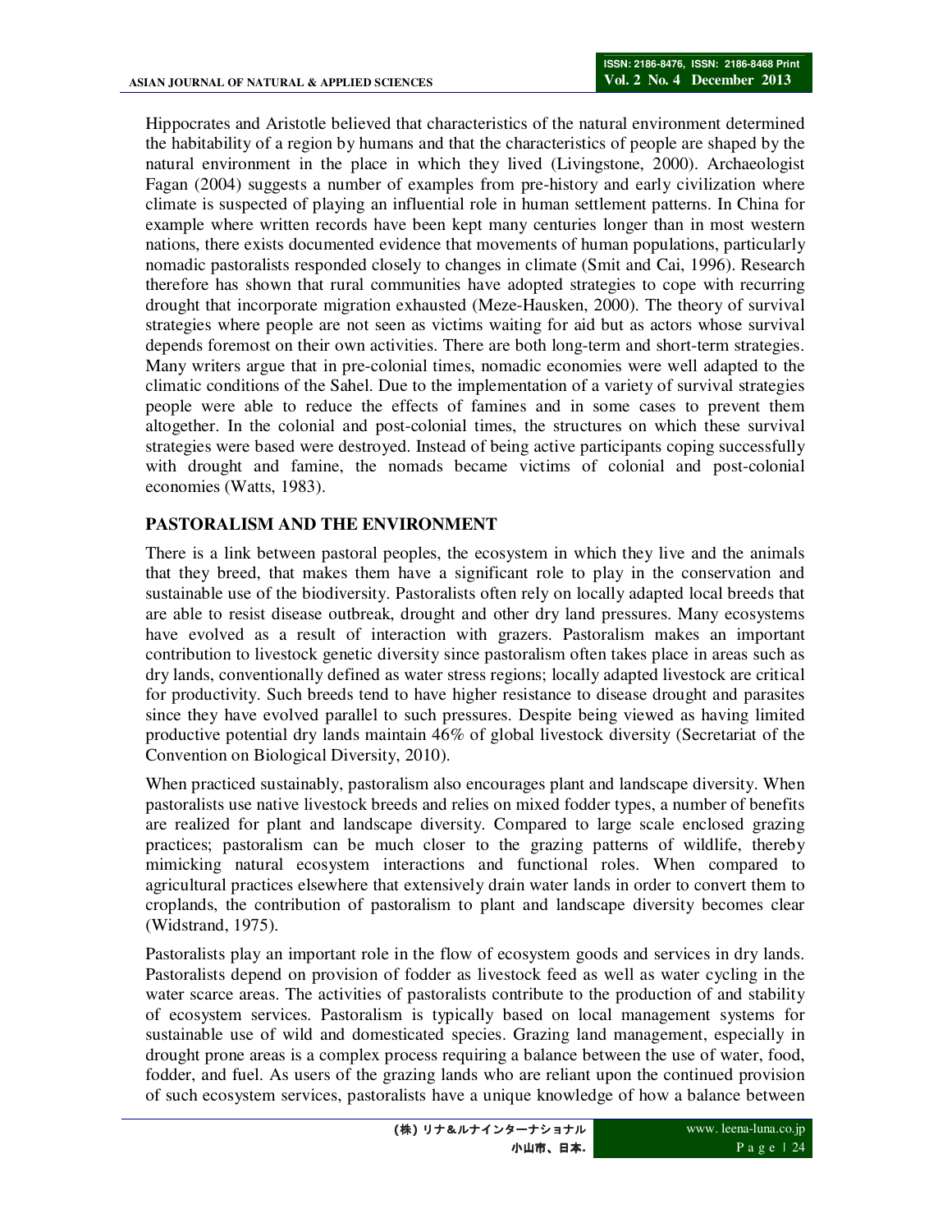Hippocrates and Aristotle believed that characteristics of the natural environment determined the habitability of a region by humans and that the characteristics of people are shaped by the natural environment in the place in which they lived (Livingstone, 2000). Archaeologist Fagan (2004) suggests a number of examples from pre-history and early civilization where climate is suspected of playing an influential role in human settlement patterns. In China for example where written records have been kept many centuries longer than in most western nations, there exists documented evidence that movements of human populations, particularly nomadic pastoralists responded closely to changes in climate (Smit and Cai, 1996). Research therefore has shown that rural communities have adopted strategies to cope with recurring drought that incorporate migration exhausted (Meze-Hausken, 2000). The theory of survival strategies where people are not seen as victims waiting for aid but as actors whose survival depends foremost on their own activities. There are both long-term and short-term strategies. Many writers argue that in pre-colonial times, nomadic economies were well adapted to the climatic conditions of the Sahel. Due to the implementation of a variety of survival strategies people were able to reduce the effects of famines and in some cases to prevent them altogether. In the colonial and post-colonial times, the structures on which these survival strategies were based were destroyed. Instead of being active participants coping successfully with drought and famine, the nomads became victims of colonial and post-colonial economies (Watts, 1983).

## PASTORALISM AND THE ENVIRONMENT

There is a link between pastoral peoples, the ecosystem in which they live and the animals that they breed, that makes them have a significant role to play in the conservation and sustainable use of the biodiversity. Pastoralists often rely on locally adapted local breeds that are able to resist disease outbreak, drought and other dry land pressures. Many ecosystems have evolved as a result of interaction with grazers. Pastoralism makes an important contribution to livestock genetic diversity since pastoralism often takes place in areas such as dry lands, conventionally defined as water stress regions; locally adapted livestock are critical for productivity. Such breeds tend to have higher resistance to disease drought and parasites since they have evolved parallel to such pressures. Despite being viewed as having limited productive potential dry lands maintain 46% of global livestock diversity (Secretariat of the Convention on Biological Diversity, 2010).

When practiced sustainably, pastoralism also encourages plant and landscape diversity. When pastoralists use native livestock breeds and relies on mixed fodder types, a number of benefits are realized for plant and landscape diversity. Compared to large scale enclosed grazing practices; pastoralism can be much closer to the grazing patterns of wildlife, thereby mimicking natural ecosystem interactions and functional roles. When compared to agricultural practices elsewhere that extensively drain water lands in order to convert them to croplands, the contribution of pastoralism to plant and landscape diversity becomes clear (Widstrand, 1975).

Pastoralists play an important role in the flow of ecosystem goods and services in dry lands. Pastoralists depend on provision of fodder as livestock feed as well as water cycling in the water scarce areas. The activities of pastoralists contribute to the production of and stability of ecosystem services. Pastoralism is typically based on local management systems for sustainable use of wild and domesticated species. Grazing land management, especially in drought prone areas is a complex process requiring a balance between the use of water, food, fodder, and fuel. As users of the grazing lands who are reliant upon the continued provision of such ecosystem services, pastoralists have a unique knowledge of how a balance between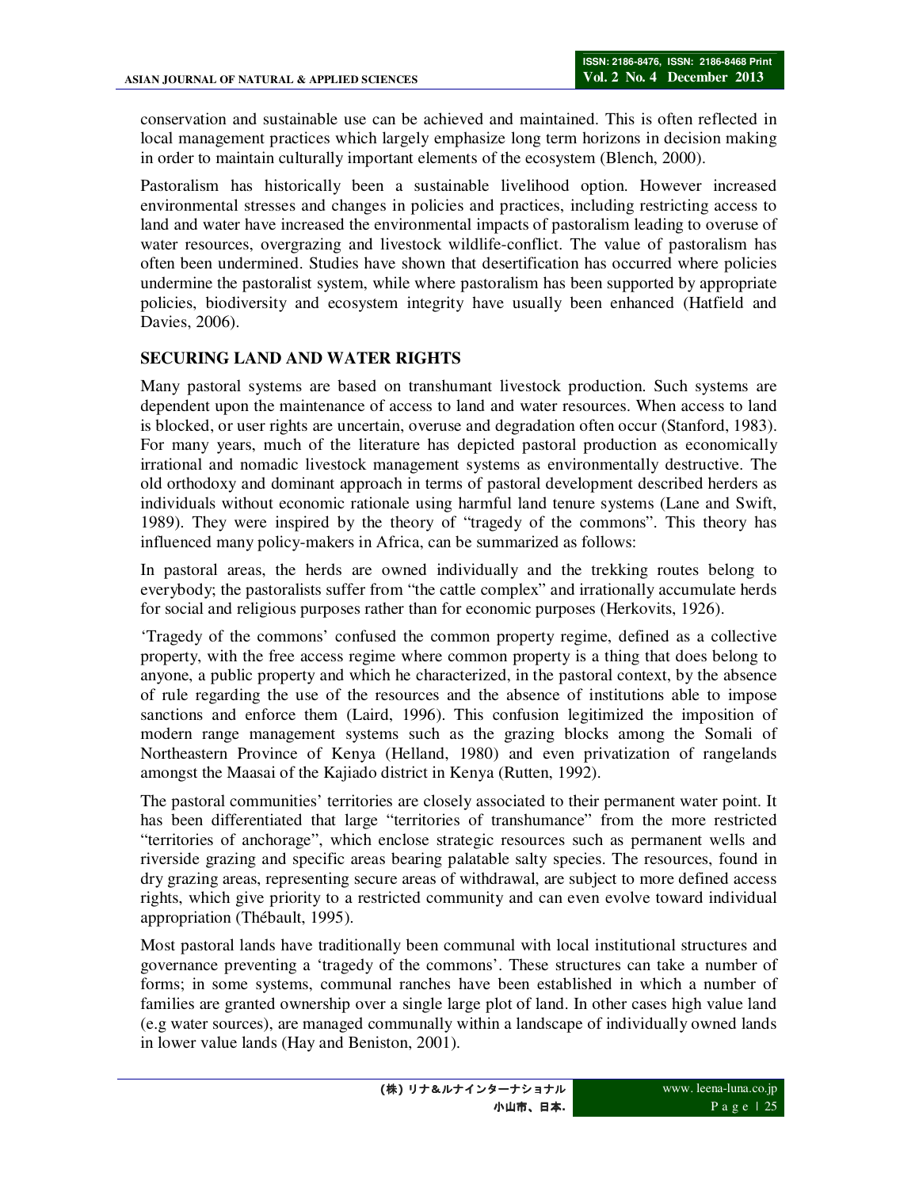conservation and sustainable use can be achieved and maintained. This is often reflected in local management practices which largely emphasize long term horizons in decision making in order to maintain culturally important elements of the ecosystem (Blench, 2000).

Pastoralism has historically been a sustainable livelihood option. However increased environmental stresses and changes in policies and practices, including restricting access to land and water have increased the environmental impacts of pastoralism leading to overuse of water resources, overgrazing and livestock wildlife-conflict. The value of pastoralism has often been undermined. Studies have shown that desertification has occurred where policies undermine the pastoralist system, while where pastoralism has been supported by appropriate policies, biodiversity and ecosystem integrity have usually been enhanced (Hatfield and Davies, 2006).

## SECURING LAND AND WATER RIGHTS

Many pastoral systems are based on transhumant livestock production. Such systems are dependent upon the maintenance of access to land and water resources. When access to land is blocked, or user rights are uncertain, overuse and degradation often occur (Stanford, 1983). For many years, much of the literature has depicted pastoral production as economically irrational and nomadic livestock management systems as environmentally destructive. The old orthodoxy and dominant approach in terms of pastoral development described herders as individuals without economic rationale using harmful land tenure systems (Lane and Swift, 1989). They were inspired by the theory of "tragedy of the commons". This theory has influenced many policy-makers in Africa, can be summarized as follows:

In pastoral areas, the herds are owned individually and the trekking routes belong to everybody; the pastoralists suffer from "the cattle complex" and irrationally accumulate herds for social and religious purposes rather than for economic purposes (Herkovits, 1926).

'Tragedy of the commons' confused the common property regime, defined as a collective property, with the free access regime where common property is a thing that does belong to anyone, a public property and which he characterized, in the pastoral context, by the absence of rule regarding the use of the resources and the absence of institutions able to impose sanctions and enforce them (Laird, 1996). This confusion legitimized the imposition of modern range management systems such as the grazing blocks among the Somali of Northeastern Province of Kenya (Helland, 1980) and even privatization of rangelands amongst the Maasai of the Kajiado district in Kenya (Rutten, 1992).

The pastoral communities' territories are closely associated to their permanent water point. It has been differentiated that large "territories of transhumance" from the more restricted "territories of anchorage", which enclose strategic resources such as permanent wells and riverside grazing and specific areas bearing palatable salty species. The resources, found in dry grazing areas, representing secure areas of withdrawal, are subject to more defined access rights, which give priority to a restricted community and can even evolve toward individual appropriation (Thébault, 1995).

Most pastoral lands have traditionally been communal with local institutional structures and governance preventing a 'tragedy of the commons'. These structures can take a number of forms; in some systems, communal ranches have been established in which a number of families are granted ownership over a single large plot of land. In other cases high value land (e.g water sources), are managed communally within a landscape of individually owned lands in lower value lands (Hay and Beniston, 2001).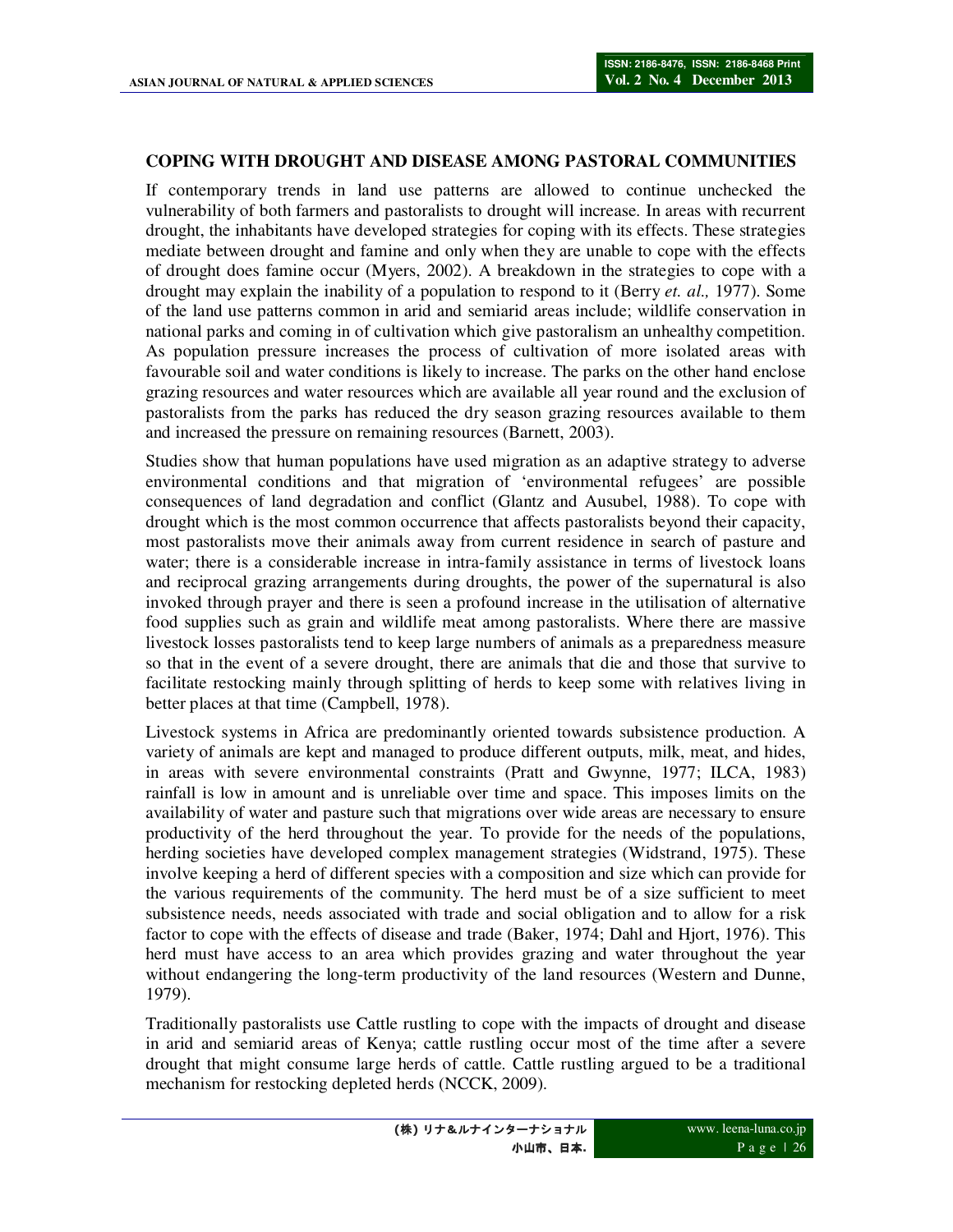## COPING WITH DROUGHT AND DISEASE AMONG PASTORAL COMMUNITIES

If contemporary trends in land use patterns are allowed to continue unchecked the vulnerability of both farmers and pastoralists to drought will increase. In areas with recurrent drought, the inhabitants have developed strategies for coping with its effects. These strategies mediate between drought and famine and only when they are unable to cope with the effects of drought does famine occur (Myers, 2002). A breakdown in the strategies to cope with a drought may explain the inability of a population to respond to it (Berry *et. al.,* 1977). Some of the land use patterns common in arid and semiarid areas include; wildlife conservation in national parks and coming in of cultivation which give pastoralism an unhealthy competition. As population pressure increases the process of cultivation of more isolated areas with favourable soil and water conditions is likely to increase. The parks on the other hand enclose grazing resources and water resources which are available all year round and the exclusion of pastoralists from the parks has reduced the dry season grazing resources available to them and increased the pressure on remaining resources (Barnett, 2003).

Studies show that human populations have used migration as an adaptive strategy to adverse environmental conditions and that migration of 'environmental refugees' are possible consequences of land degradation and conflict (Glantz and Ausubel, 1988). To cope with drought which is the most common occurrence that affects pastoralists beyond their capacity, most pastoralists move their animals away from current residence in search of pasture and water; there is a considerable increase in intra-family assistance in terms of livestock loans and reciprocal grazing arrangements during droughts, the power of the supernatural is also invoked through prayer and there is seen a profound increase in the utilisation of alternative food supplies such as grain and wildlife meat among pastoralists. Where there are massive livestock losses pastoralists tend to keep large numbers of animals as a preparedness measure so that in the event of a severe drought, there are animals that die and those that survive to facilitate restocking mainly through splitting of herds to keep some with relatives living in better places at that time (Campbell, 1978).

Livestock systems in Africa are predominantly oriented towards subsistence production. A variety of animals are kept and managed to produce different outputs, milk, meat, and hides, in areas with severe environmental constraints (Pratt and Gwynne, 1977; ILCA, 1983) rainfall is low in amount and is unreliable over time and space. This imposes limits on the availability of water and pasture such that migrations over wide areas are necessary to ensure productivity of the herd throughout the year. To provide for the needs of the populations, herding societies have developed complex management strategies (Widstrand, 1975). These involve keeping a herd of different species with a composition and size which can provide for the various requirements of the community. The herd must be of a size sufficient to meet subsistence needs, needs associated with trade and social obligation and to allow for a risk factor to cope with the effects of disease and trade (Baker, 1974; Dahl and Hjort, 1976). This herd must have access to an area which provides grazing and water throughout the year without endangering the long-term productivity of the land resources (Western and Dunne, 1979).

Traditionally pastoralists use Cattle rustling to cope with the impacts of drought and disease in arid and semiarid areas of Kenya; cattle rustling occur most of the time after a severe drought that might consume large herds of cattle. Cattle rustling argued to be a traditional mechanism for restocking depleted herds (NCCK, 2009).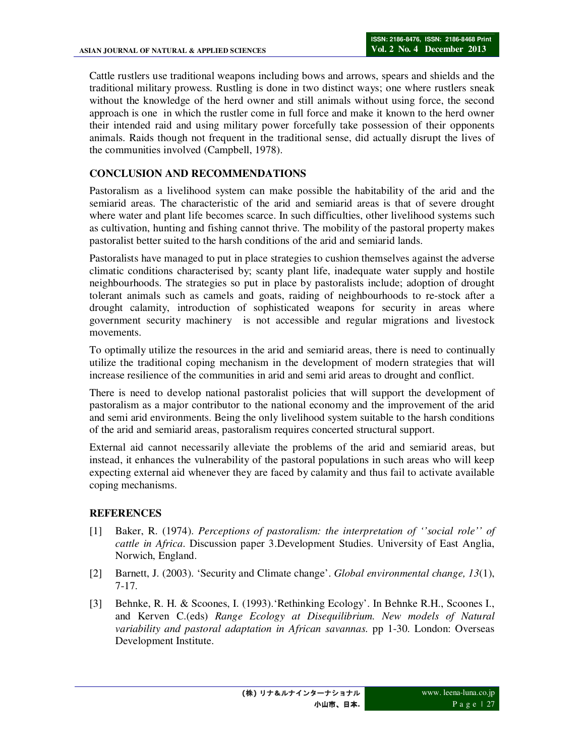Cattle rustlers use traditional weapons including bows and arrows, spears and shields and the traditional military prowess. Rustling is done in two distinct ways; one where rustlers sneak without the knowledge of the herd owner and still animals without using force, the second approach is one in which the rustler come in full force and make it known to the herd owner their intended raid and using military power forcefully take possession of their opponents animals. Raids though not frequent in the traditional sense, did actually disrupt the lives of the communities involved (Campbell, 1978).

## CONCLUSION AND RECOMMENDATIONS

Pastoralism as a livelihood system can make possible the habitability of the arid and the semiarid areas. The characteristic of the arid and semiarid areas is that of severe drought where water and plant life becomes scarce. In such difficulties, other livelihood systems such as cultivation, hunting and fishing cannot thrive. The mobility of the pastoral property makes pastoralist better suited to the harsh conditions of the arid and semiarid lands.

Pastoralists have managed to put in place strategies to cushion themselves against the adverse climatic conditions characterised by; scanty plant life, inadequate water supply and hostile neighbourhoods. The strategies so put in place by pastoralists include; adoption of drought tolerant animals such as camels and goats, raiding of neighbourhoods to re-stock after a drought calamity, introduction of sophisticated weapons for security in areas where government security machinery is not accessible and regular migrations and livestock movements.

To optimally utilize the resources in the arid and semiarid areas, there is need to continually utilize the traditional coping mechanism in the development of modern strategies that will increase resilience of the communities in arid and semi arid areas to drought and conflict.

There is need to develop national pastoralist policies that will support the development of pastoralism as a major contributor to the national economy and the improvement of the arid and semi arid environments. Being the only livelihood system suitable to the harsh conditions of the arid and semiarid areas, pastoralism requires concerted structural support.

External aid cannot necessarily alleviate the problems of the arid and semiarid areas, but instead, it enhances the vulnerability of the pastoral populations in such areas who will keep expecting external aid whenever they are faced by calamity and thus fail to activate available coping mechanisms.

## REFERENCES

[1] Baker, R. (1974). *Perceptions of pastoralism: the interpretation of ''social role'' of cattle in Africa.* Discussion paper 3.Development Studies. University of East Anglia, Norwich, England.

[2] Barnett, J. (2003). 'Security and Climate change'. *Global environmental change, 13*(1), 7-17.

[3] Behnke, R. H. & Scoones, I. (1993).'Rethinking Ecology'. In Behnke R.H., Scoones I., and Kerven C.(eds) *Range Ecology at Disequilibrium. New models of Natural variability and pastoral adaptation in African savannas.* pp 1-30. London: Overseas Development Institute.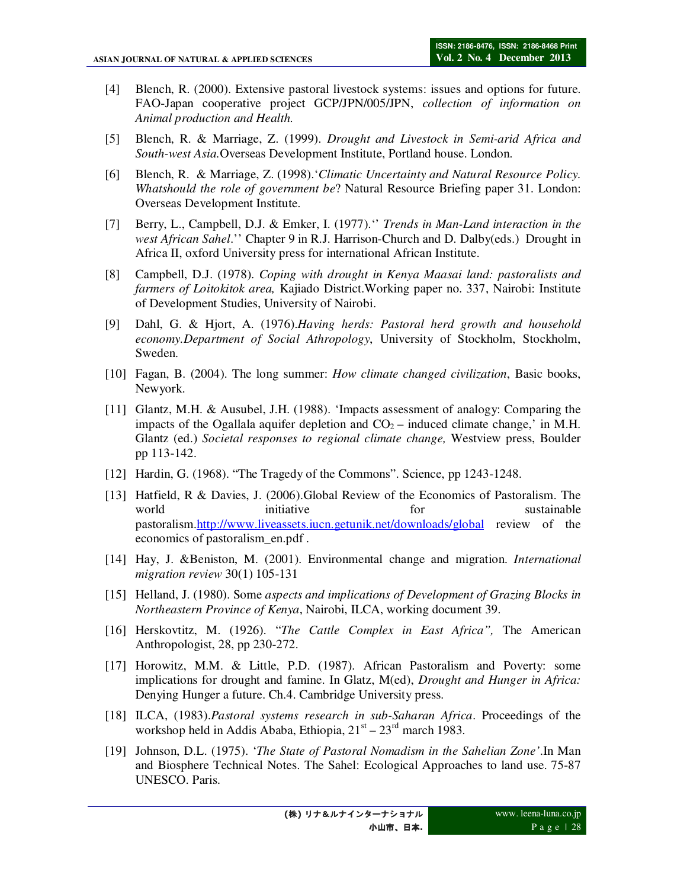[4] Blench, R. (2000). Extensive pastoral livestock systems: issues and options for future. FAO-Japan cooperative project GCP/JPN/005/JPN, *collection of information on Animal production and Health.*

[5] Blench, R. & Marriage, Z. (1999). *Drought and Livestock in Semi-arid Africa and South-west Asia.*Overseas Development Institute, Portland house. London.

[6] Blench, R. & Marriage, Z. (1998).'*Climatic Uncertainty and Natural Resource Policy. Whatshould the role of government be*? Natural Resource Briefing paper 31. London: Overseas Development Institute.

[7] Berry, L., Campbell, D.J. & Emker, I. (1977).'' *Trends in Man-Land interaction in the west African Sahel*.'' Chapter 9 in R.J. Harrison-Church and D. Dalby(eds.) Drought in Africa II, oxford University press for international African Institute.

[8] Campbell, D.J. (1978). *Coping with drought in Kenya Maasai land: pastoralists and farmers of Loitokitok area,* Kajiado District.Working paper no. 337, Nairobi: Institute of Development Studies, University of Nairobi.

[9] Dahl, G. & Hjort, A. (1976).*Having herds: Pastoral herd growth and household economy.Department of Social Athropology*, University of Stockholm, Stockholm, Sweden.

[10] Fagan, B. (2004). The long summer: *How climate changed civilization*, Basic books, Newyork.

[11] Glantz, M.H. & Ausubel, J.H. (1988). 'Impacts assessment of analogy: Comparing the impacts of the Ogallala aquifer depletion and $CO_2$ – induced climate change,' in M.H. Glantz (ed.) *Societal responses to regional climate change,* Westview press, Boulder pp 113-142.

[12] Hardin, G. (1968). "The Tragedy of the Commons". Science, pp 1243-1248.

[13] Hatfield, R & Davies, J. (2006).Global Review of the Economics of Pastoralism. The world initiative for sustainable pastoralism.http://www.liveassets.iucn.getunik.net/downloads/global review of the economics of pastoralism_en.pdf .

[14] Hay, J. &Beniston, M. (2001). Environmental change and migration. *International migration review* 30(1) 105-131

[15] Helland, J. (1980). Some *aspects and implications of Development of Grazing Blocks in Northeastern Province of Kenya*, Nairobi, ILCA, working document 39.

[16] Herskovtitz, M. (1926). "*The Cattle Complex in East Africa",* The American Anthropologist, 28, pp 230-272.

[17] Horowitz, M.M. & Little, P.D. (1987). African Pastoralism and Poverty: some implications for drought and famine. In Glatz, M(ed), *Drought and Hunger in Africa:* Denying Hunger a future. Ch.4. Cambridge University press.

[18] ILCA, (1983).*Pastoral systems research in sub-Saharan Africa*. Proceedings of the workshop held in Addis Ababa, Ethiopia, 21st – 23rd march 1983.

[19] Johnson, D.L. (1975). '*The State of Pastoral Nomadism in the Sahelian Zone'*.In Man and Biosphere Technical Notes. The Sahel: Ecological Approaches to land use. 75-87 UNESCO. Paris.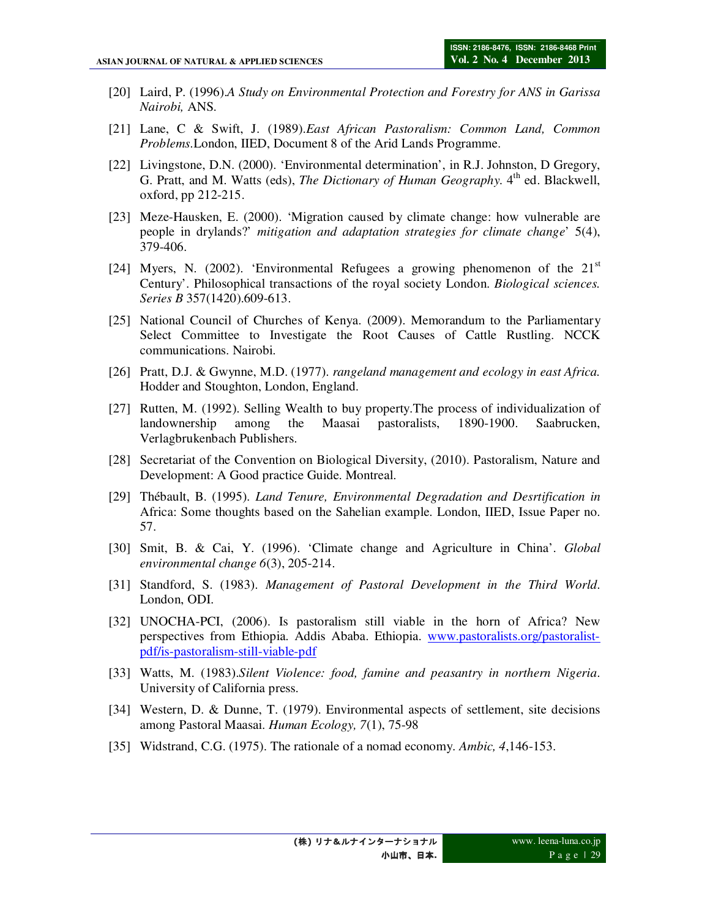[20] Laird, P. (1996).*A Study on Environmental Protection and Forestry for ANS in Garissa Nairobi,* ANS.

[21] Lane, C & Swift, J. (1989).*East African Pastoralism: Common Land, Common Problems*.London, IIED, Document 8 of the Arid Lands Programme.

[22] Livingstone, D.N. (2000). 'Environmental determination', in R.J. Johnston, D Gregory, G. Pratt, and M. Watts (eds), *The Dictionary of Human Geography*. 4th ed. Blackwell, oxford, pp 212-215.

[23] Meze-Hausken, E. (2000). 'Migration caused by climate change: how vulnerable are people in drylands?' *mitigation and adaptation strategies for climate change*' 5(4), 379-406.

[24] Myers, N. (2002). 'Environmental Refugees a growing phenomenon of the 21st Century'. Philosophical transactions of the royal society London. *Biological sciences. Series B* 357(1420).609-613.

[25] National Council of Churches of Kenya. (2009). Memorandum to the Parliamentary Select Committee to Investigate the Root Causes of Cattle Rustling. NCCK communications. Nairobi.

[26] Pratt, D.J. & Gwynne, M.D. (1977). *rangeland management and ecology in east Africa.* Hodder and Stoughton, London, England.

[27] Rutten, M. (1992). Selling Wealth to buy property.The process of individualization of landownership among the Maasai pastoralists, 1890-1900. Saabrucken, Verlagbrukenbach Publishers.

[28] Secretariat of the Convention on Biological Diversity, (2010). Pastoralism, Nature and Development: A Good practice Guide. Montreal.

[29] Thébault, B. (1995). *Land Tenure, Environmental Degradation and Desrtification in* Africa: Some thoughts based on the Sahelian example. London, IIED, Issue Paper no. 57.

[30] Smit, B. & Cai, Y. (1996). 'Climate change and Agriculture in China'. *Global environmental change 6*(3), 205-214.

[31] Standford, S. (1983). *Management of Pastoral Development in the Third World*. London, ODI.

[32] UNOCHA-PCI, (2006). Is pastoralism still viable in the horn of Africa? New perspectives from Ethiopia. Addis Ababa. Ethiopia. www.pastoralists.org/pastoralist-pdf/is-pastoralism-still-viable-pdf

[33] Watts, M. (1983).*Silent Violence: food, famine and peasantry in northern Nigeria*. University of California press.

[34] Western, D. & Dunne, T. (1979). Environmental aspects of settlement, site decisions among Pastoral Maasai. *Human Ecology, 7*(1), 75-98

[35] Widstrand, C.G. (1975). The rationale of a nomad economy. *Ambic, 4*,146-153.